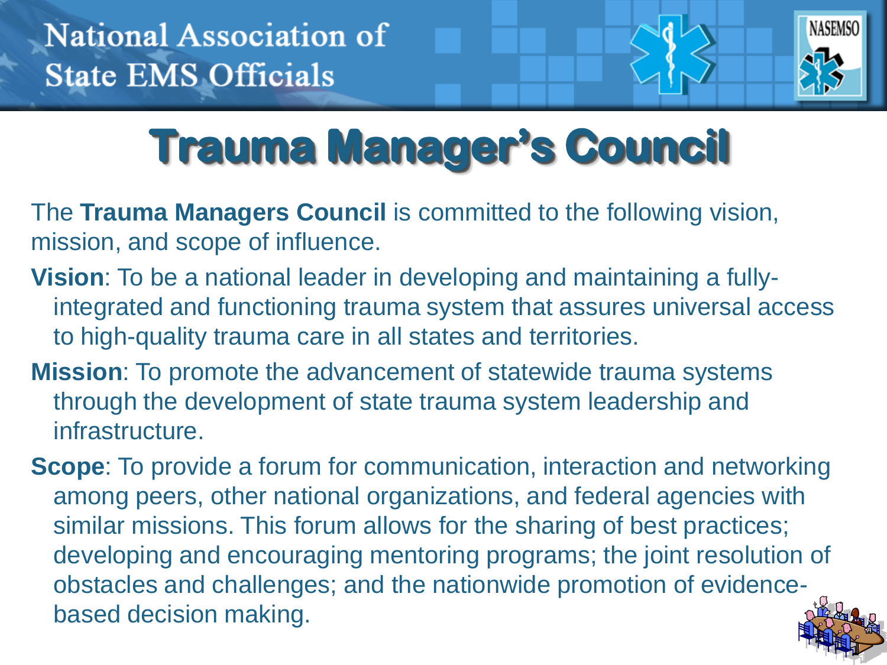National Association of State EMS Officials

# Trauma Manager's Council

The **Trauma Managers Council** is committed to the following vision, mission, and scope of influence.

**Vision**: To be a national leader in developing and maintaining a fully-integrated and functioning trauma system that assures universal access to high-quality trauma care in all states and territories.

**Mission**: To promote the advancement of statewide trauma systems through the development of state trauma system leadership and infrastructure.

**Scope**: To provide a forum for communication, interaction and networking among peers, other national organizations, and federal agencies with similar missions. This forum allows for the sharing of best practices; developing and encouraging mentoring programs; the joint resolution of obstacles and challenges; and the nationwide promotion of evidence-based decision making.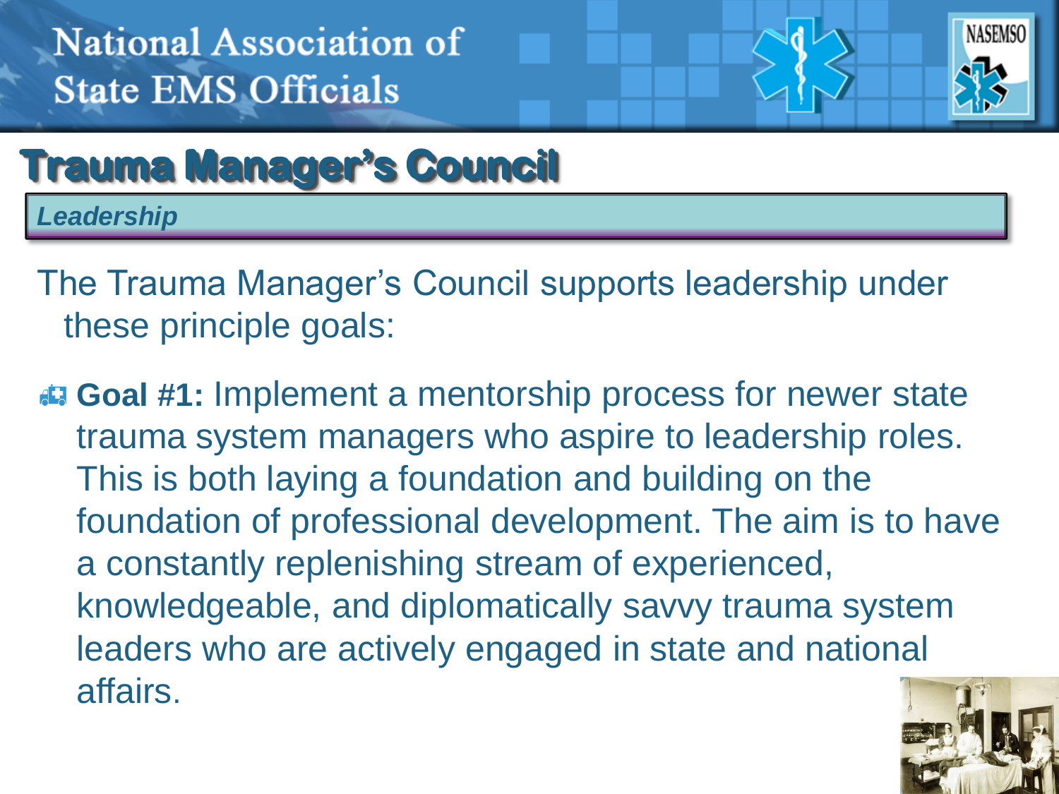# Trauma Manager's Council

*Leadership*

The Trauma Manager's Council supports leadership under these principle goals:

- **Goal #1:** Implement a mentorship process for newer state trauma system managers who aspire to leadership roles. This is both laying a foundation and building on the foundation of professional development. The aim is to have a constantly replenishing stream of experienced, knowledgeable, and diplomatically savvy trauma system leaders who are actively engaged in state and national affairs.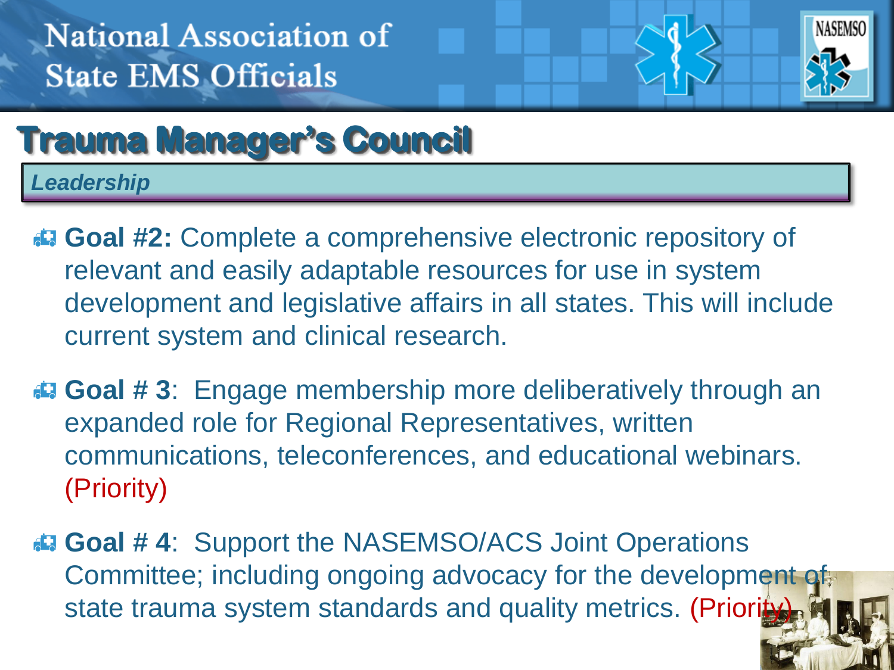National Association of State EMS Officials

# Trauma Manager's Council

***Leadership***

- **Goal #2:** Complete a comprehensive electronic repository of relevant and easily adaptable resources for use in system development and legislative affairs in all states. This will include current system and clinical research.
- **Goal # 3**: Engage membership more deliberatively through an expanded role for Regional Representatives, written communications, teleconferences, and educational webinars. (Priority)
- **Goal # 4**: Support the NASEMSO/ACS Joint Operations Committee; including ongoing advocacy for the development of state trauma system standards and quality metrics. (Priority)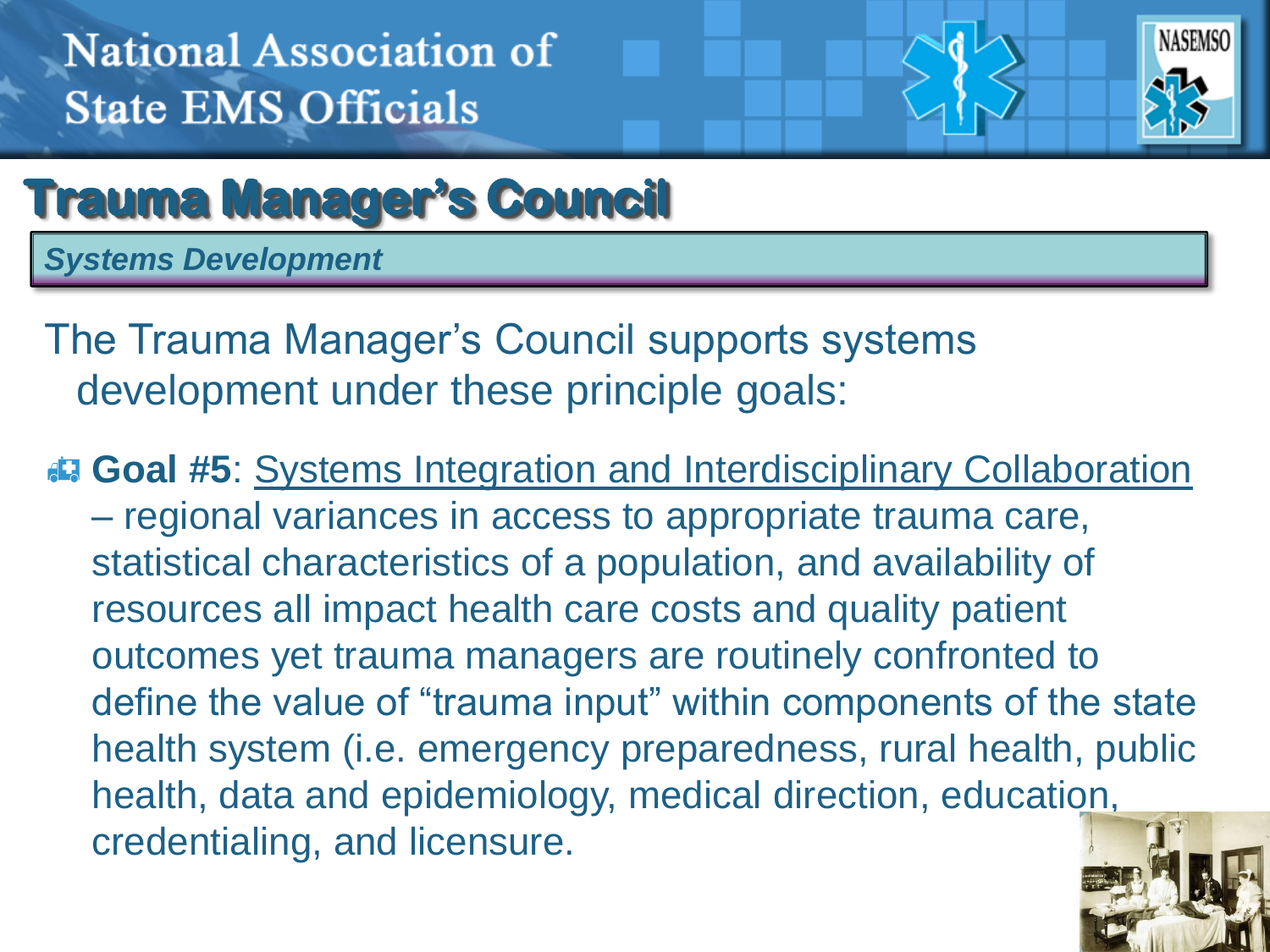National Association of State EMS Officials

# Trauma Manager's Council

*Systems Development*

The Trauma Manager's Council supports systems development under these principle goals:

- **Goal #5**: Systems Integration and Interdisciplinary Collaboration – regional variances in access to appropriate trauma care, statistical characteristics of a population, and availability of resources all impact health care costs and quality patient outcomes yet trauma managers are routinely confronted to define the value of "trauma input" within components of the state health system (i.e. emergency preparedness, rural health, public health, data and epidemiology, medical direction, education, credentialing, and licensure.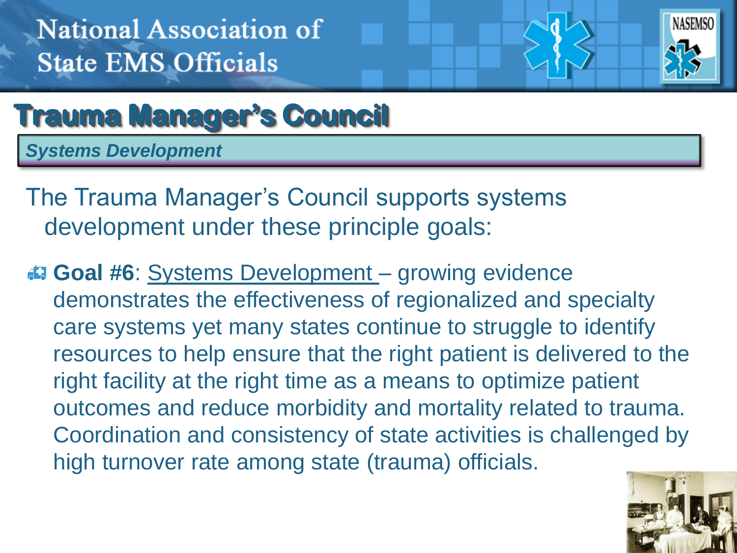National Association of State EMS Officials

# Trauma Manager's Council

*Systems Development*

The Trauma Manager's Council supports systems development under these principle goals:

- **Goal #6**: Systems Development – growing evidence demonstrates the effectiveness of regionalized and specialty care systems yet many states continue to struggle to identify resources to help ensure that the right patient is delivered to the right facility at the right time as a means to optimize patient outcomes and reduce morbidity and mortality related to trauma. Coordination and consistency of state activities is challenged by high turnover rate among state (trauma) officials.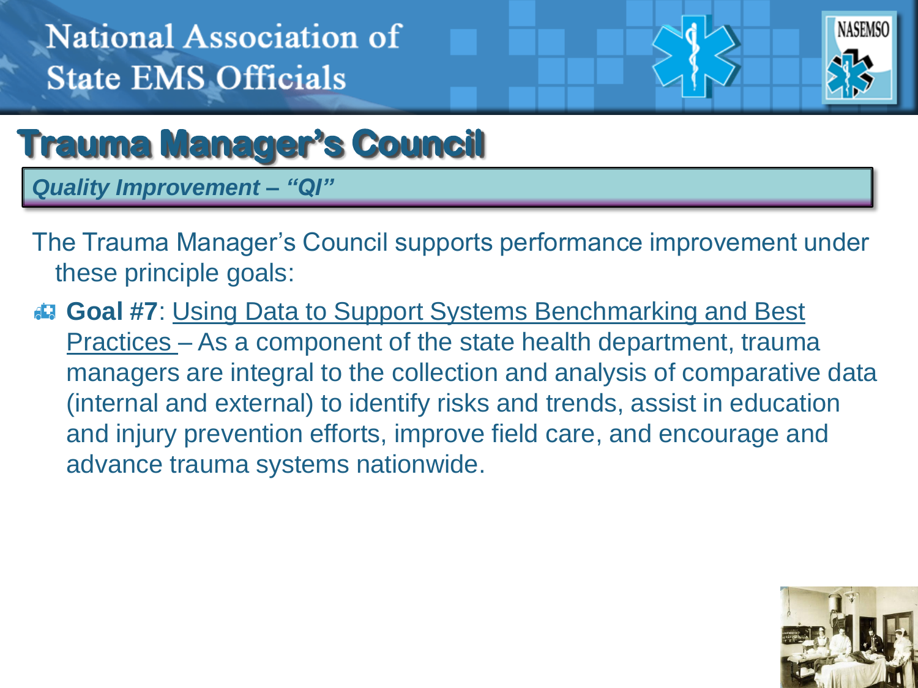# Trauma Manager's Council

*Quality Improvement – "QI"*

The Trauma Manager's Council supports performance improvement under these principle goals:

- **Goal #7**: Using Data to Support Systems Benchmarking and Best Practices – As a component of the state health department, trauma managers are integral to the collection and analysis of comparative data (internal and external) to identify risks and trends, assist in education and injury prevention efforts, improve field care, and encourage and advance trauma systems nationwide.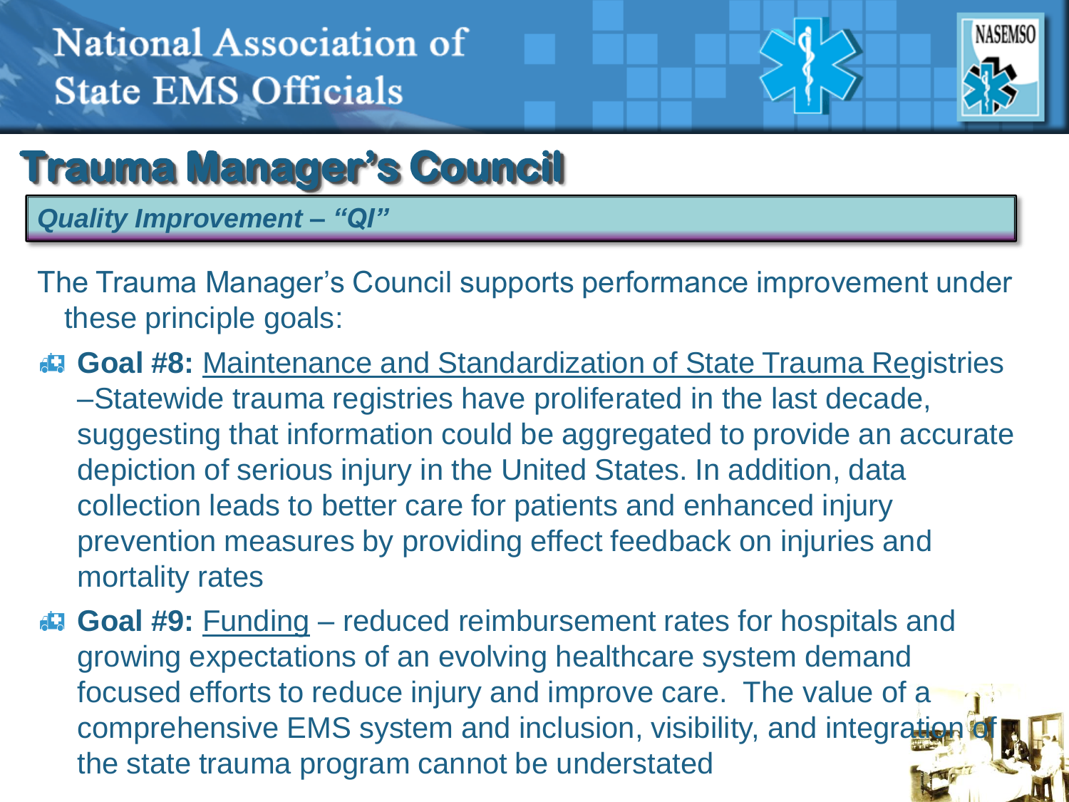National Association of State EMS Officials

# Trauma Manager's Council

***Quality Improvement – "QI"***

The Trauma Manager's Council supports performance improvement under these principle goals:

- **Goal #8:** Maintenance and Standardization of State Trauma Registries –Statewide trauma registries have proliferated in the last decade, suggesting that information could be aggregated to provide an accurate depiction of serious injury in the United States. In addition, data collection leads to better care for patients and enhanced injury prevention measures by providing effect feedback on injuries and mortality rates
- **Goal #9:** Funding – reduced reimbursement rates for hospitals and growing expectations of an evolving healthcare system demand focused efforts to reduce injury and improve care. The value of a comprehensive EMS system and inclusion, visibility, and integration of the state trauma program cannot be understated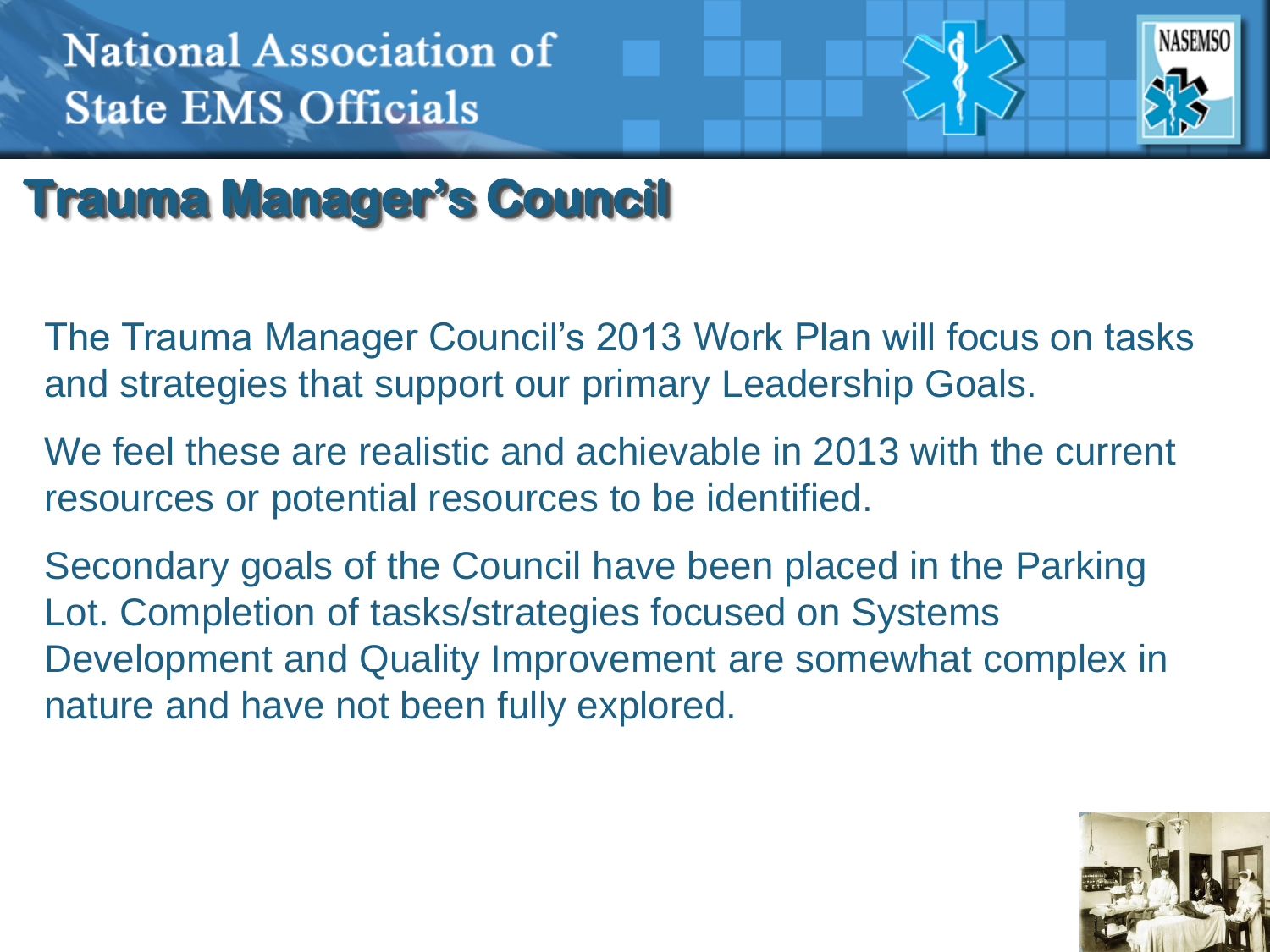## Trauma Manager's Council

The Trauma Manager Council's 2013 Work Plan will focus on tasks and strategies that support our primary Leadership Goals.

We feel these are realistic and achievable in 2013 with the current resources or potential resources to be identified.

Secondary goals of the Council have been placed in the Parking Lot. Completion of tasks/strategies focused on Systems Development and Quality Improvement are somewhat complex in nature and have not been fully explored.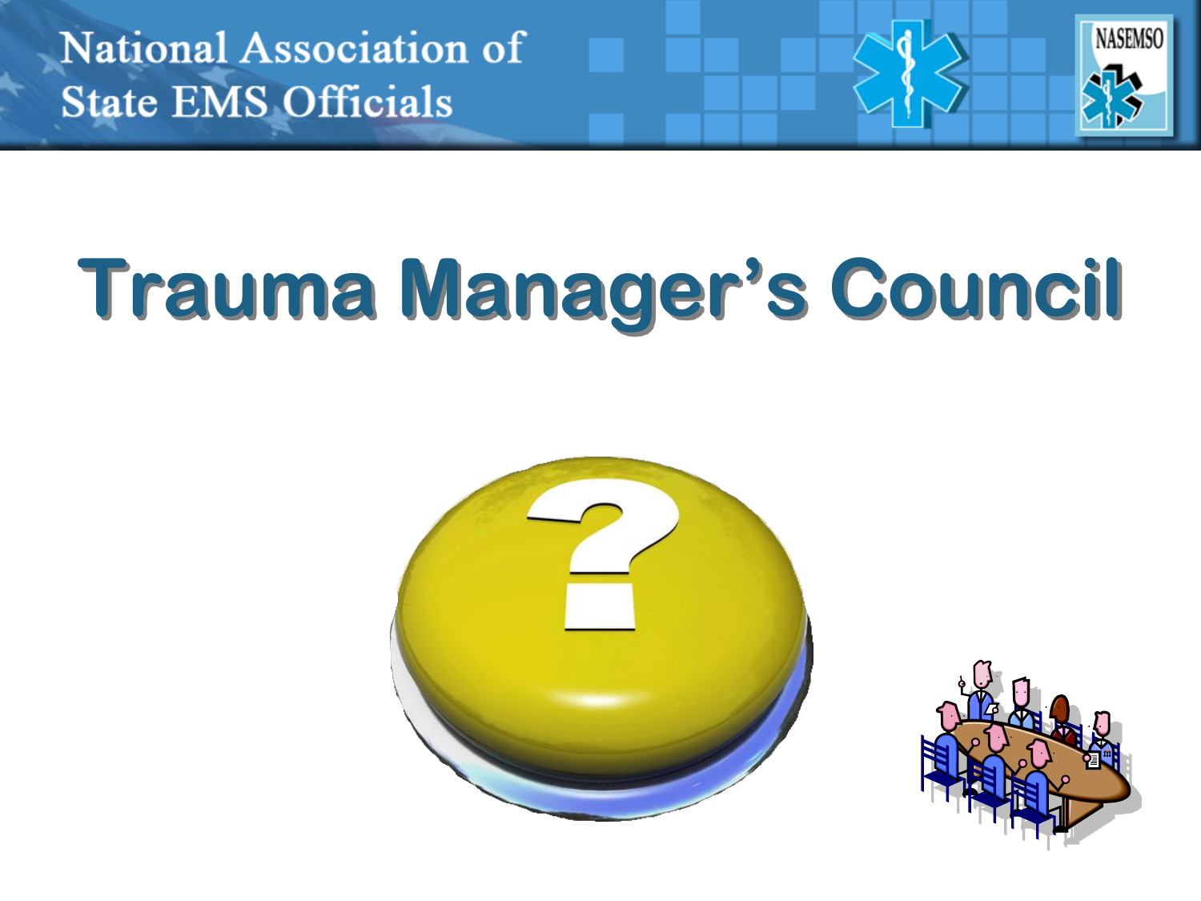National Association of State EMS Officials

# Trauma Manager's Council